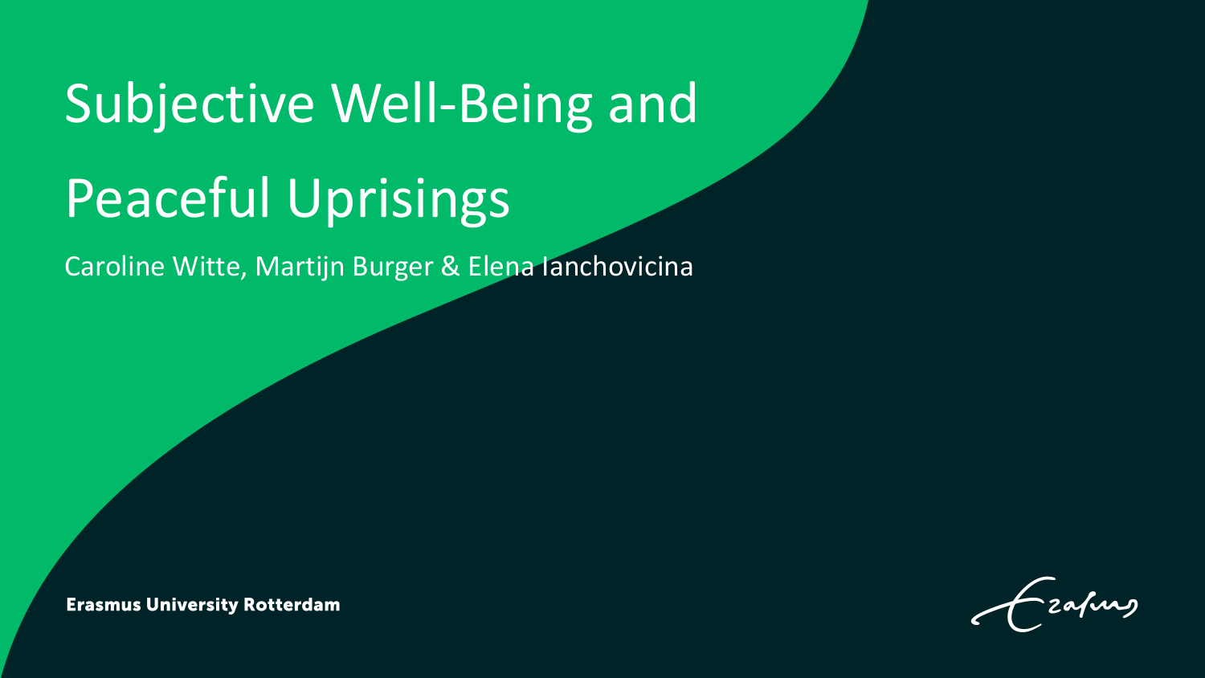# Subjective Well-Being and Peaceful Uprisings

Caroline Witte, Martijn Burger & Elena Ianchovicina

**Erasmus University Rotterdam**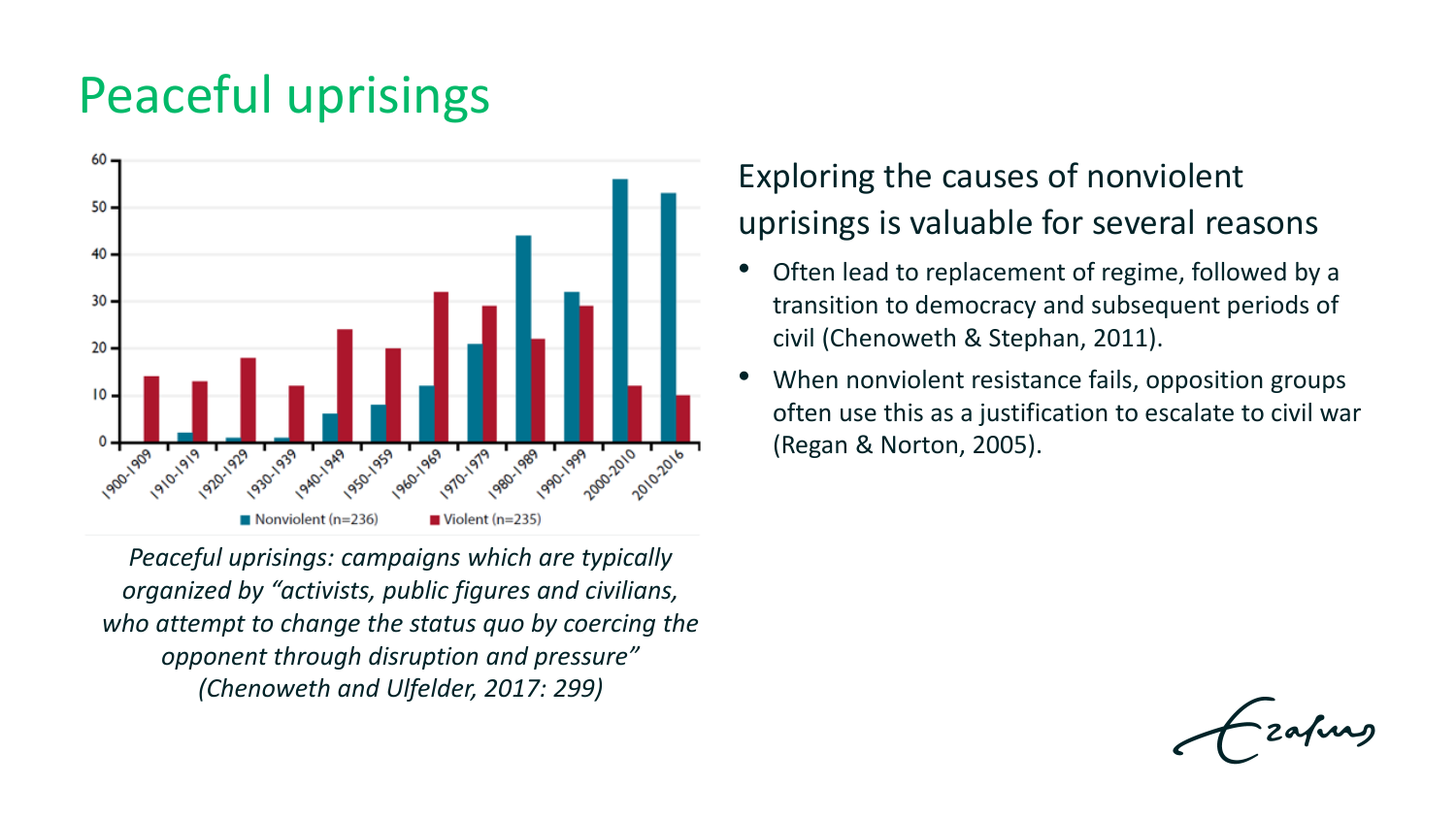# Peaceful uprisings

60
50
40
30
20
10
0

1900-1909 1910-1919 1920-1929 1930-1939 1940-1949 1950-1959 1960-1969 1970-1979 1980-1989 1990-1999 2000-2010 2010-2016

Nonviolent (n=236) Violent (n=235)

*Peaceful uprisings: campaigns which are typically organized by "activists, public figures and civilians, who attempt to change the status quo by coercing the opponent through disruption and pressure" (Chenoweth and Ulfelder, 2017: 299)*

## Exploring the causes of nonviolent uprisings is valuable for several reasons

- Often lead to replacement of regime, followed by a transition to democracy and subsequent periods of civil (Chenoweth & Stephan, 2011).
- When nonviolent resistance fails, opposition groups often use this as a justification to escalate to civil war (Regan & Norton, 2005).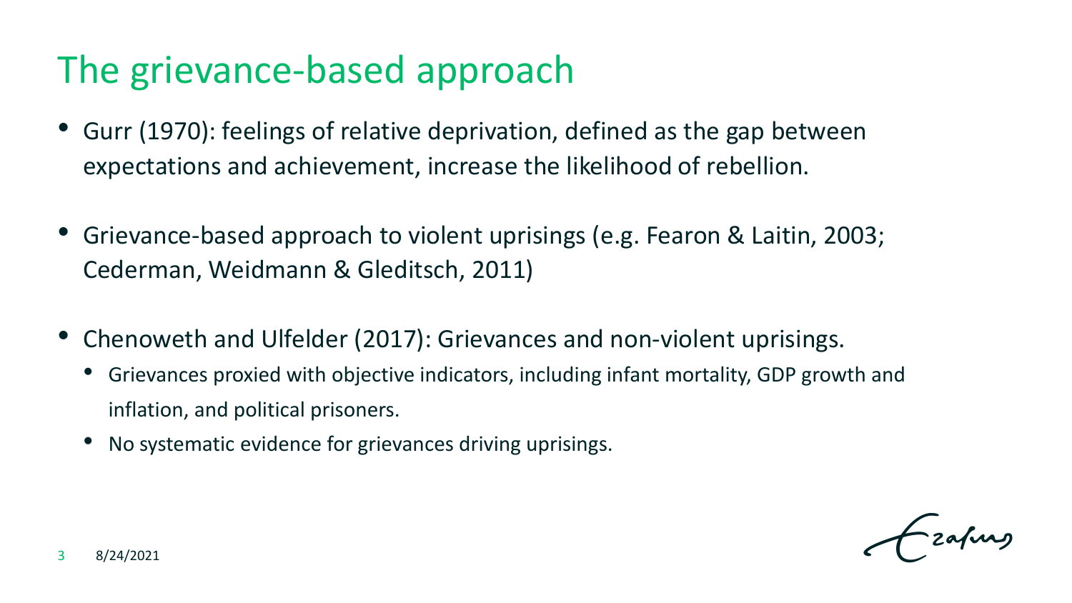# The grievance-based approach

- Gurr (1970): feelings of relative deprivation, defined as the gap between expectations and achievement, increase the likelihood of rebellion.

- Grievance-based approach to violent uprisings (e.g. Fearon & Laitin, 2003; Cederman, Weidmann & Gleditsch, 2011)

- Chenoweth and Ulfelder (2017): Grievances and non-violent uprisings.
  - Grievances proxied with objective indicators, including infant mortality, GDP growth and inflation, and political prisoners.
  - No systematic evidence for grievances driving uprisings.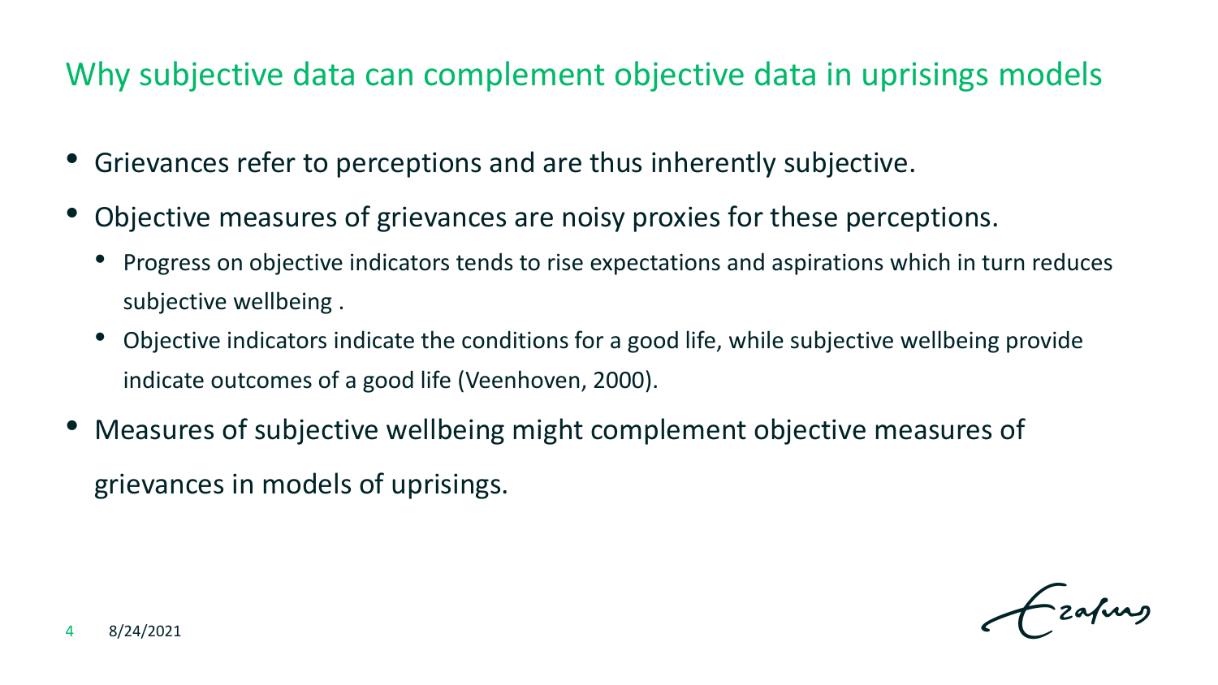# Why subjective data can complement objective data in uprisings models

- Grievances refer to perceptions and are thus inherently subjective.
- Objective measures of grievances are noisy proxies for these perceptions.
  - Progress on objective indicators tends to rise expectations and aspirations which in turn reduces subjective wellbeing .
  - Objective indicators indicate the conditions for a good life, while subjective wellbeing provide indicate outcomes of a good life (Veenhoven, 2000).
- Measures of subjective wellbeing might complement objective measures of grievances in models of uprisings.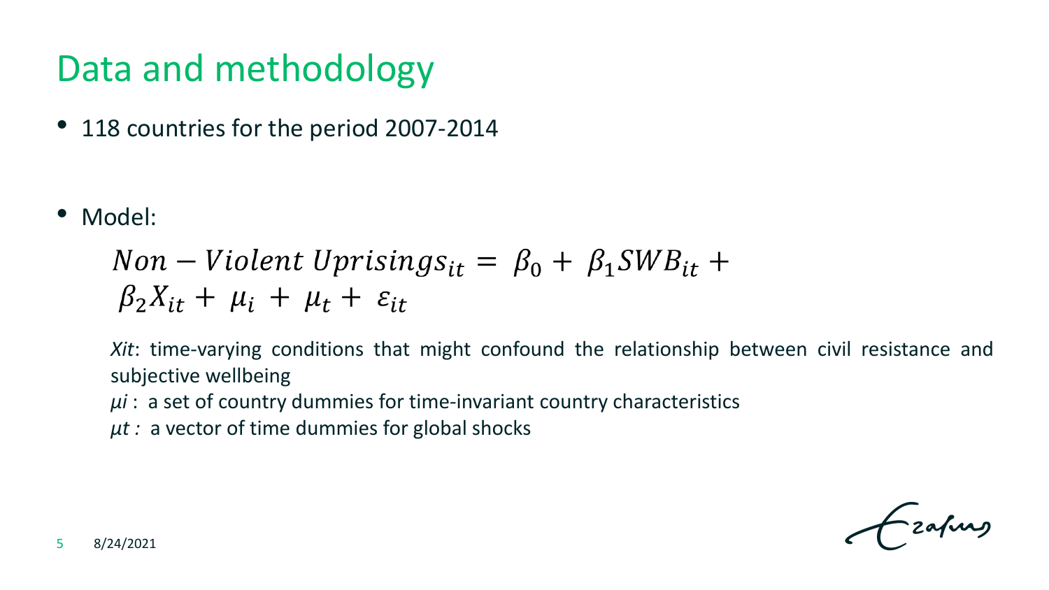# Data and methodology

- 118 countries for the period 2007-2014

- Model:

$$Non-Violent\ Uprisings_{it} = \beta_0 + \beta_1 SWB_{it} + \beta_2 X_{it} + \mu_i + \mu_t + \varepsilon_{it}$$

$X_{it}$: time-varying conditions that might confound the relationship between civil resistance and subjective wellbeing

$\mu_i$ : a set of country dummies for time-invariant country characteristics

$\mu_t$ : a vector of time dummies for global shocks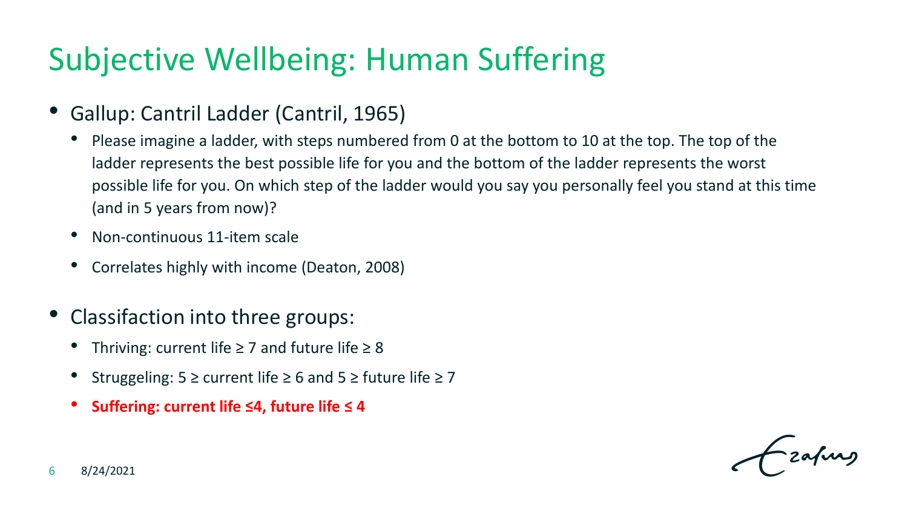# Subjective Wellbeing: Human Suffering

- Gallup: Cantril Ladder (Cantril, 1965)
  - Please imagine a ladder, with steps numbered from 0 at the bottom to 10 at the top. The top of the ladder represents the best possible life for you and the bottom of the ladder represents the worst possible life for you. On which step of the ladder would you say you personally feel you stand at this time (and in 5 years from now)?
  - Non-continuous 11-item scale
  - Correlates highly with income (Deaton, 2008)

- Classifaction into three groups:
  - Thriving: current life ≥ 7 and future life ≥ 8
  - Struggeling: 5 ≥ current life ≥ 6 and 5 ≥ future life ≥ 7
  - **Suffering: current life ≤4, future life ≤ 4**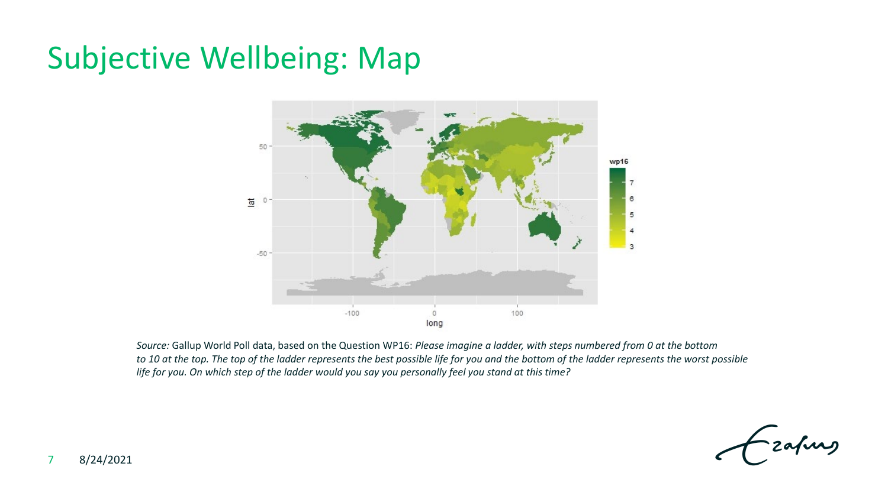# Subjective Wellbeing: Map

50
0
-50
lat
-100
0
100
long
wp16
7
6
5
4
3

*Source:* Gallup World Poll data, based on the Question WP16: *Please imagine a ladder, with steps numbered from 0 at the bottom to 10 at the top. The top of the ladder represents the best possible life for you and the bottom of the ladder represents the worst possible life for you. On which step of the ladder would you say you personally feel you stand at this time?*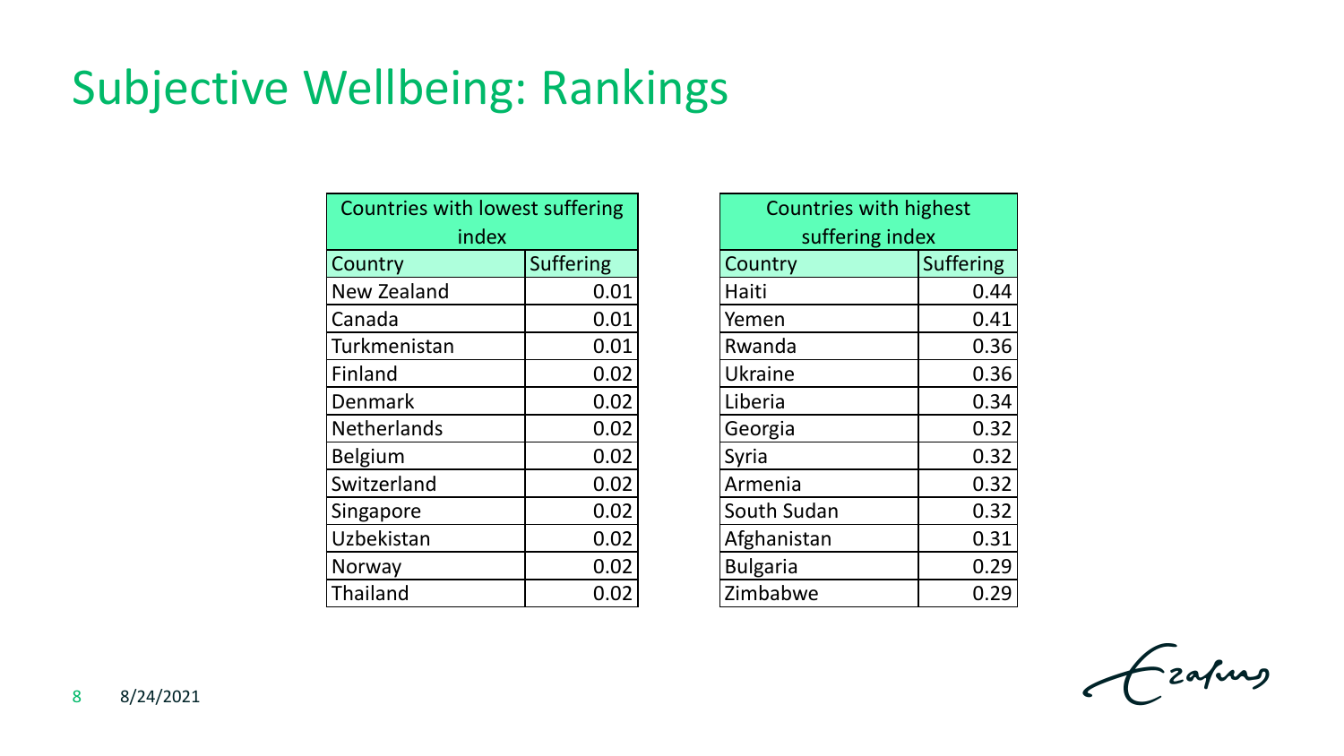# Subjective Wellbeing: Rankings

| Countries with lowest suffering index | |
|---|---|
| Country | Suffering |
| New Zealand | 0.01 |
| Canada | 0.01 |
| Turkmenistan | 0.01 |
| Finland | 0.02 |
| Denmark | 0.02 |
| Netherlands | 0.02 |
| Belgium | 0.02 |
| Switzerland | 0.02 |
| Singapore | 0.02 |
| Uzbekistan | 0.02 |
| Norway | 0.02 |
| Thailand | 0.02 |

| Countries with highest suffering index | |
|---|---|
| Country | Suffering |
| Haiti | 0.44 |
| Yemen | 0.41 |
| Rwanda | 0.36 |
| Ukraine | 0.36 |
| Liberia | 0.34 |
| Georgia | 0.32 |
| Syria | 0.32 |
| Armenia | 0.32 |
| South Sudan | 0.32 |
| Afghanistan | 0.31 |
| Bulgaria | 0.29 |
| Zimbabwe | 0.29 |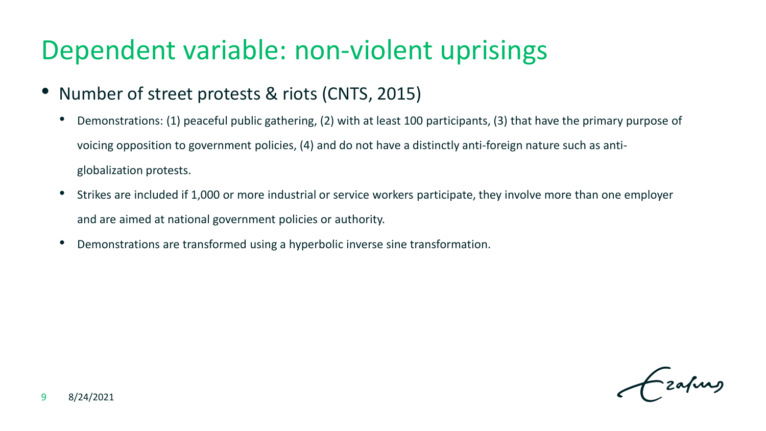# Dependent variable: non-violent uprisings

- Number of street protests & riots (CNTS, 2015)
  - Demonstrations: (1) peaceful public gathering, (2) with at least 100 participants, (3) that have the primary purpose of voicing opposition to government policies, (4) and do not have a distinctly anti-foreign nature such as anti-globalization protests.
  - Strikes are included if 1,000 or more industrial or service workers participate, they involve more than one employer and are aimed at national government policies or authority.
  - Demonstrations are transformed using a hyperbolic inverse sine transformation.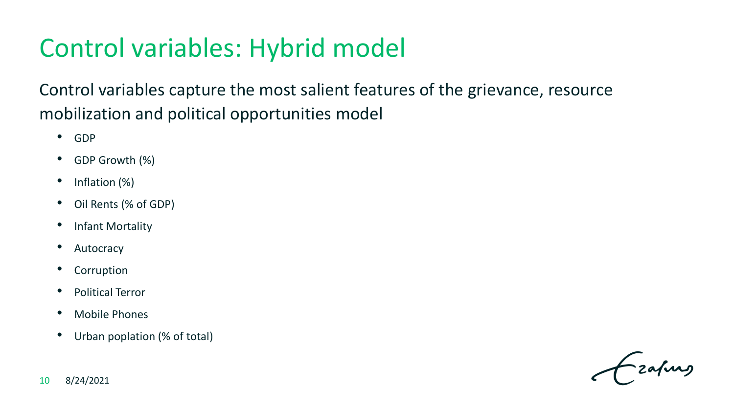# Control variables: Hybrid model

Control variables capture the most salient features of the grievance, resource mobilization and political opportunities model

- GDP
- GDP Growth (%)
- Inflation (%)
- Oil Rents (% of GDP)
- Infant Mortality
- Autocracy
- Corruption
- Political Terror
- Mobile Phones
- Urban poplation (% of total)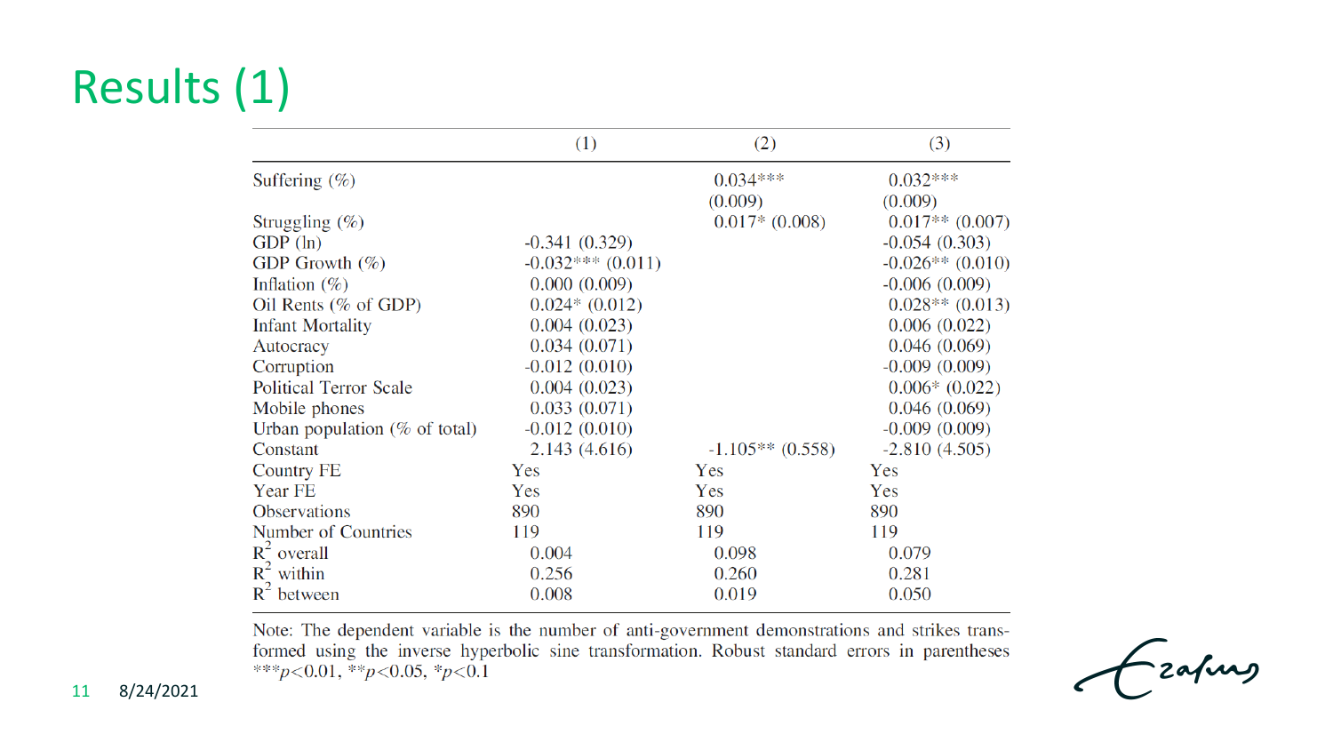# Results (1)

| | (1) | (2) | (3) |
|---|---|---|---|
| Suffering (%) | | 0.034*** (0.009) | 0.032*** (0.009) |
| Struggling (%) | | 0.017* (0.008) | 0.017** (0.007) |
| GDP (ln) | -0.341 (0.329) | | -0.054 (0.303) |
| GDP Growth (%) | -0.032*** (0.011) | | -0.026** (0.010) |
| Inflation (%) | 0.000 (0.009) | | -0.006 (0.009) |
| Oil Rents (% of GDP) | 0.024* (0.012) | | 0.028** (0.013) |
| Infant Mortality | 0.004 (0.023) | | 0.006 (0.022) |
| Autocracy | 0.034 (0.071) | | 0.046 (0.069) |
| Corruption | -0.012 (0.010) | | -0.009 (0.009) |
| Political Terror Scale | 0.004 (0.023) | | 0.006* (0.022) |
| Mobile phones | 0.033 (0.071) | | 0.046 (0.069) |
| Urban population (% of total) | -0.012 (0.010) | | -0.009 (0.009) |
| Constant | 2.143 (4.616) | -1.105** (0.558) | -2.810 (4.505) |
| Country FE | Yes | Yes | Yes |
| Year FE | Yes | Yes | Yes |
| Observations | 890 | 890 | 890 |
| Number of Countries | 119 | 119 | 119 |
| $R^2$ overall | 0.004 | 0.098 | 0.079 |
| $R^2$ within | 0.256 | 0.260 | 0.281 |
| $R^2$ between | 0.008 | 0.019 | 0.050 |

Note: The dependent variable is the number of anti-government demonstrations and strikes transformed using the inverse hyperbolic sine transformation. Robust standard errors in parentheses ***$p$<0.01, **$p$<0.05, *$p$<0.1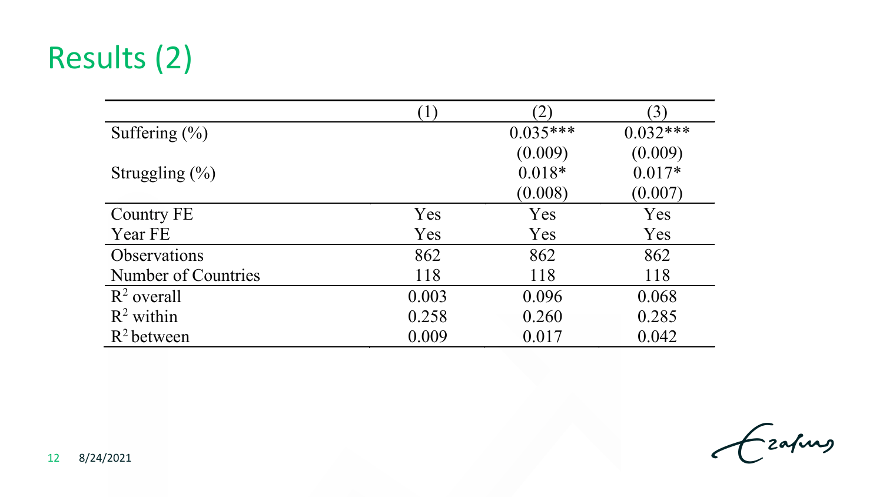# Results (2)

| | (1) | (2) | (3) |
|---|---|---|---|
| Suffering (%) | | 0.035*** | 0.032*** |
| | | (0.009) | (0.009) |
| Struggling (%) | | 0.018* | 0.017* |
| | | (0.008) | (0.007) |
| Country FE | Yes | Yes | Yes |
| Year FE | Yes | Yes | Yes |
| Observations | 862 | 862 | 862 |
| Number of Countries | 118 | 118 | 118 |
| $R^2$ overall | 0.003 | 0.096 | 0.068 |
| $R^2$ within | 0.258 | 0.260 | 0.285 |
| $R^2$ between | 0.009 | 0.017 | 0.042 |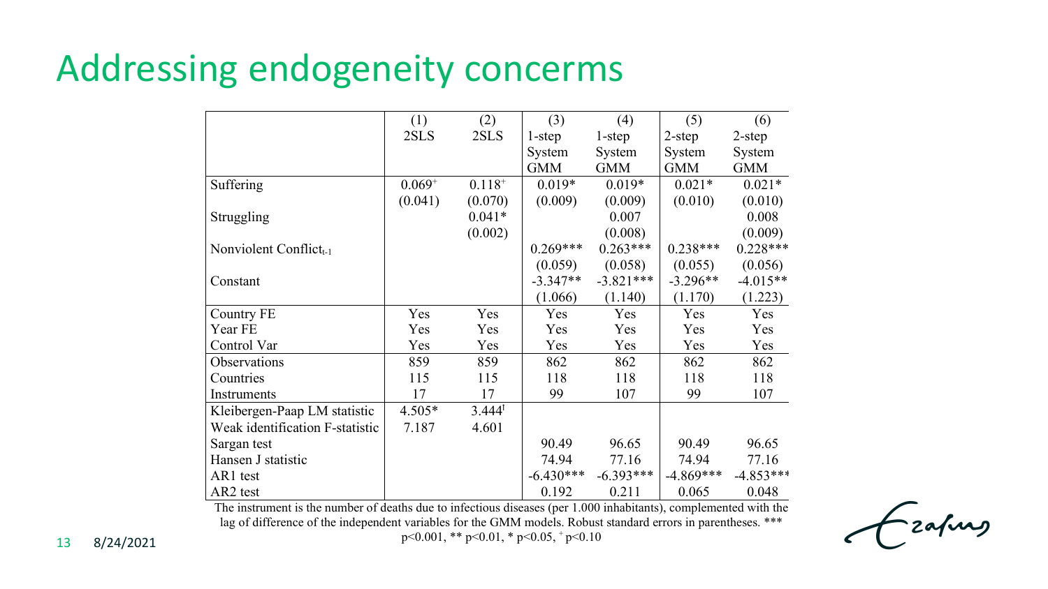# Addressing endogeneity concerms

| | (1) 2SLS | (2) 2SLS | (3) 1-step System GMM | (4) 1-step System GMM | (5) 2-step System GMM | (6) 2-step System GMM |
|---|---|---|---|---|---|---|
| Suffering | $0.069^{+}$ | $0.118^{+}$ | 0.019* | 0.019* | 0.021* | 0.021* |
| | (0.041) | (0.070) | (0.009) | (0.009) | (0.010) | (0.010) |
| Struggling | | 0.041* | | 0.007 | | 0.008 |
| | | (0.002) | | (0.008) | | (0.009) |
| Nonviolent $\text{Conflict}_{t-1}$ | | | 0.269*** | 0.263*** | 0.238*** | 0.228*** |
| | | | (0.059) | (0.058) | (0.055) | (0.056) |
| Constant | | | -3.347** | -3.821*** | -3.296** | -4.015** |
| | | | (1.066) | (1.140) | (1.170) | (1.223) |
| Country FE | Yes | Yes | Yes | Yes | Yes | Yes |
| Year FE | Yes | Yes | Yes | Yes | Yes | Yes |
| Control Var | Yes | Yes | Yes | Yes | Yes | Yes |
| Observations | 859 | 859 | 862 | 862 | 862 | 862 |
| Countries | 115 | 115 | 118 | 118 | 118 | 118 |
| Instruments | 17 | 17 | 99 | 107 | 99 | 107 |
| Kleibergen-Paap LM statistic | 4.505* | $3.444^{+}$ | | | | |
| Weak identification F-statistic | 7.187 | 4.601 | | | | |
| Sargan test | | | 90.49 | 96.65 | 90.49 | 96.65 |
| Hansen J statistic | | | 74.94 | 77.16 | 74.94 | 77.16 |
| AR1 test | | | -6.430*** | -6.393*** | -4.869*** | -4.853*** |
| AR2 test | | | 0.192 | 0.211 | 0.065 | 0.048 |

The instrument is the number of deaths due to infectious diseases (per 1.000 inhabitants), complemented with the lag of difference of the independent variables for the GMM models. Robust standard errors in parentheses. *** $p<0.001$, ** $p<0.01$, * $p<0.05$, $^{+}$ $p<0.10$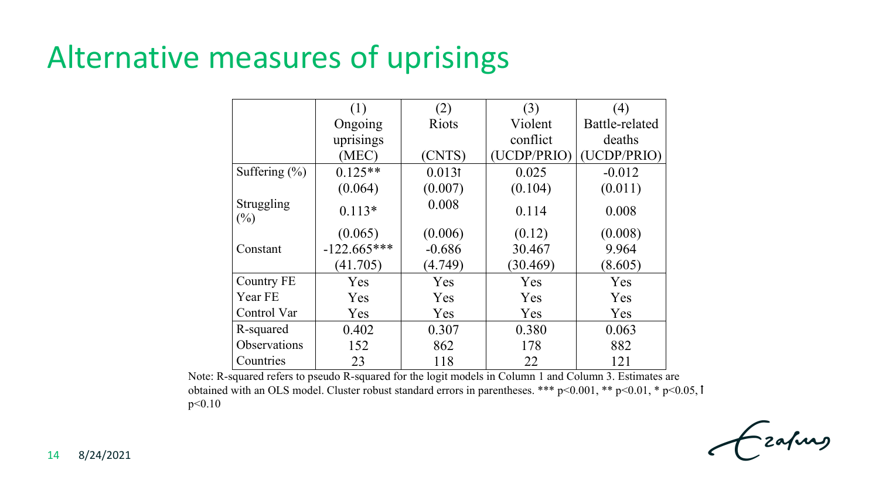# Alternative measures of uprisings

| | (1) Ongoing uprisings (MEC) | (2) Riots (CNTS) | (3) Violent conflict (UCDP/PRIO) | (4) Battle-related deaths (UCDP/PRIO) |
|---|---|---|---|---|
| Suffering (%) | 0.125** | 0.013ǃ | 0.025 | -0.012 |
| | (0.064) | (0.007) | (0.104) | (0.011) |
| Struggling (%) | 0.113* | 0.008 | 0.114 | 0.008 |
| | (0.065) | (0.006) | (0.12) | (0.008) |
| Constant | -122.665*** | -0.686 | 30.467 | 9.964 |
| | (41.705) | (4.749) | (30.469) | (8.605) |
| Country FE | Yes | Yes | Yes | Yes |
| Year FE | Yes | Yes | Yes | Yes |
| Control Var | Yes | Yes | Yes | Yes |
| R-squared | 0.402 | 0.307 | 0.380 | 0.063 |
| Observations | 152 | 862 | 178 | 882 |
| Countries | 23 | 118 | 22 | 121 |

Note: R-squared refers to pseudo R-squared for the logit models in Column 1 and Column 3. Estimates are obtained with an OLS model. Cluster robust standard errors in parentheses. *** $p<0.001$, ** $p<0.01$, * $p<0.05$, ǃ $p<0.10$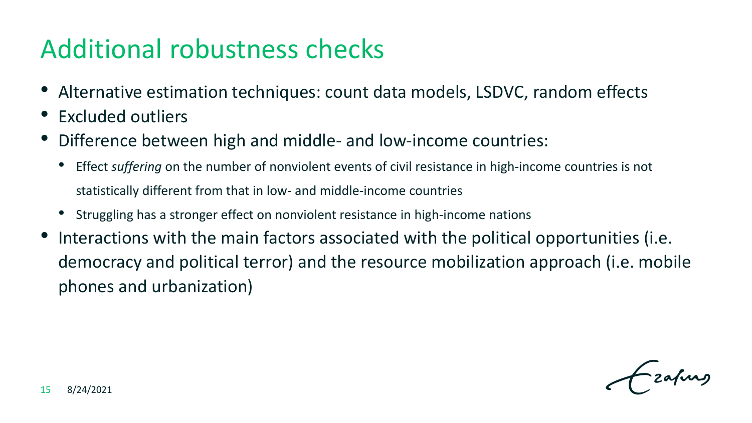# Additional robustness checks

- Alternative estimation techniques: count data models, LSDVC, random effects
- Excluded outliers
- Difference between high and middle- and low-income countries:
  - Effect *suffering* on the number of nonviolent events of civil resistance in high-income countries is not statistically different from that in low- and middle-income countries
  - Struggling has a stronger effect on nonviolent resistance in high-income nations
- Interactions with the main factors associated with the political opportunities (i.e. democracy and political terror) and the resource mobilization approach (i.e. mobile phones and urbanization)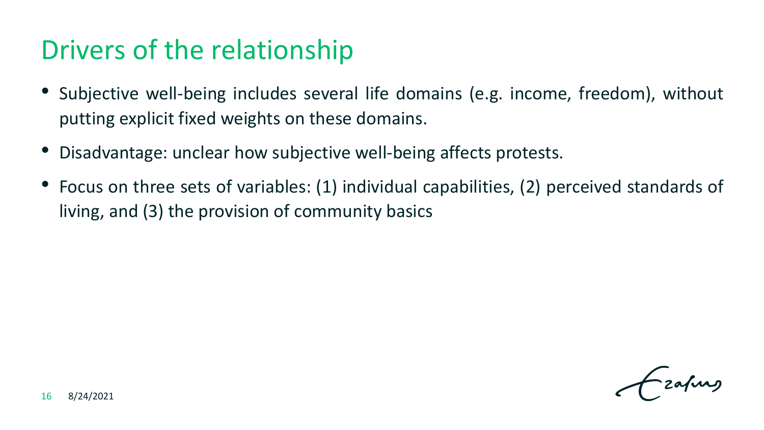# Drivers of the relationship

- Subjective well-being includes several life domains (e.g. income, freedom), without putting explicit fixed weights on these domains.
- Disadvantage: unclear how subjective well-being affects protests.
- Focus on three sets of variables: (1) individual capabilities, (2) perceived standards of living, and (3) the provision of community basics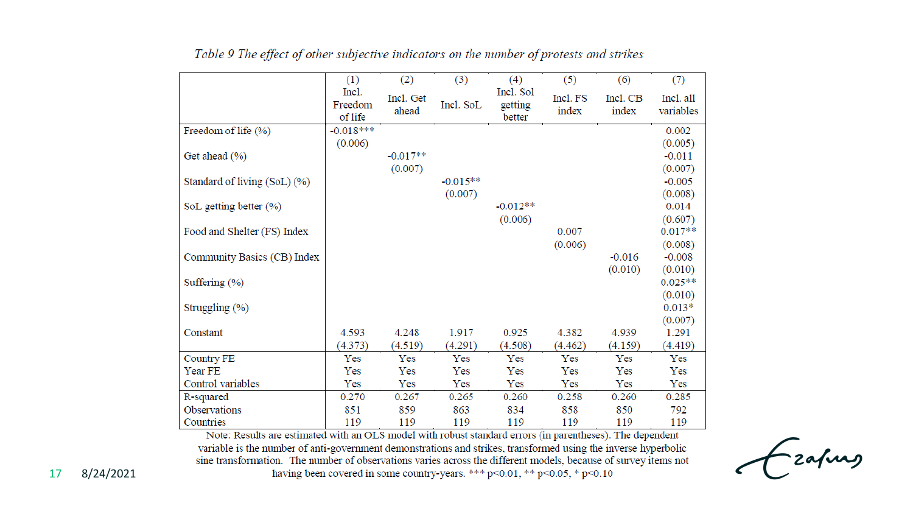*Table 9 The effect of other subjective indicators on the number of protests and strikes*

| | (1) Incl. Freedom of life | (2) Incl. Get ahead | (3) Incl. SoL | (4) Incl. Sol getting better | (5) Incl. FS index | (6) Incl. CB index | (7) Incl. all variables |
|---|---|---|---|---|---|---|---|
| Freedom of life (%) | -0.018*** | | | | | | 0.002 |
| | (0.006) | | | | | | (0.005) |
| Get ahead (%) | | -0.017** | | | | | -0.011 |
| | | (0.007) | | | | | (0.007) |
| Standard of living (SoL) (%) | | | -0.015** | | | | -0.005 |
| | | | (0.007) | | | | (0.008) |
| SoL getting better (%) | | | | -0.012** | | | 0.014 |
| | | | | (0.006) | | | (0.607) |
| Food and Shelter (FS) Index | | | | | 0.007 | | 0.017** |
| | | | | | (0.006) | | (0.008) |
| Community Basics (CB) Index | | | | | | -0.016 | -0.008 |
| | | | | | | (0.010) | (0.010) |
| Suffering (%) | | | | | | | 0.025** |
| | | | | | | | (0.010) |
| Struggling (%) | | | | | | | 0.013* |
| | | | | | | | (0.007) |
| Constant | 4.593 | 4.248 | 1.917 | 0.925 | 4.382 | 4.939 | 1.291 |
| | (4.373) | (4.519) | (4.291) | (4.508) | (4.462) | (4.159) | (4.419) |
| Country FE | Yes | Yes | Yes | Yes | Yes | Yes | Yes |
| Year FE | Yes | Yes | Yes | Yes | Yes | Yes | Yes |
| Control variables | Yes | Yes | Yes | Yes | Yes | Yes | Yes |
| R-squared | 0.270 | 0.267 | 0.265 | 0.260 | 0.258 | 0.260 | 0.285 |
| Observations | 851 | 859 | 863 | 834 | 858 | 850 | 792 |
| Countries | 119 | 119 | 119 | 119 | 119 | 119 | 119 |

Note: Results are estimated with an OLS model with robust standard errors (in parentheses). The dependent variable is the number of anti-government demonstrations and strikes, transformed using the inverse hyperbolic sine transformation. The number of observations varies across the different models, because of survey items not having been covered in some country-years. *** $p<0.01$, ** $p<0.05$, * $p<0.10$

8/24/2021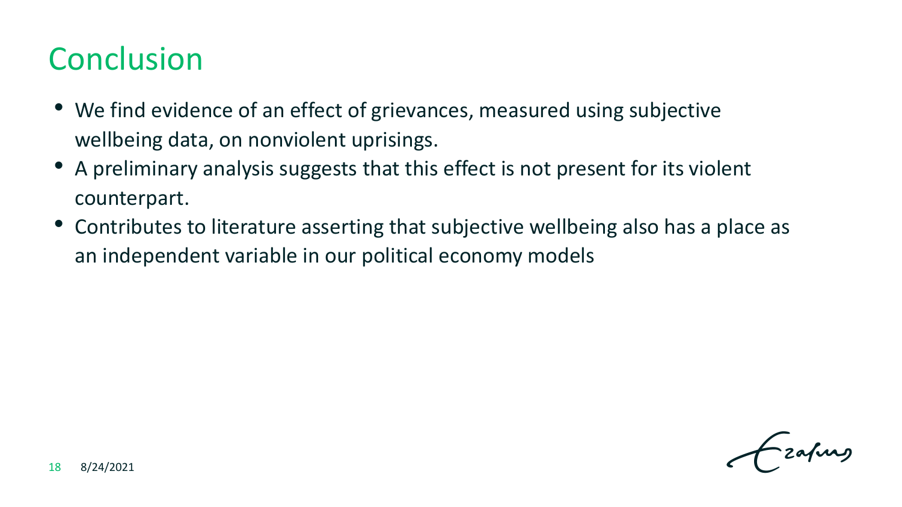# Conclusion

- We find evidence of an effect of grievances, measured using subjective wellbeing data, on nonviolent uprisings.
- A preliminary analysis suggests that this effect is not present for its violent counterpart.
- Contributes to literature asserting that subjective wellbeing also has a place as an independent variable in our political economy models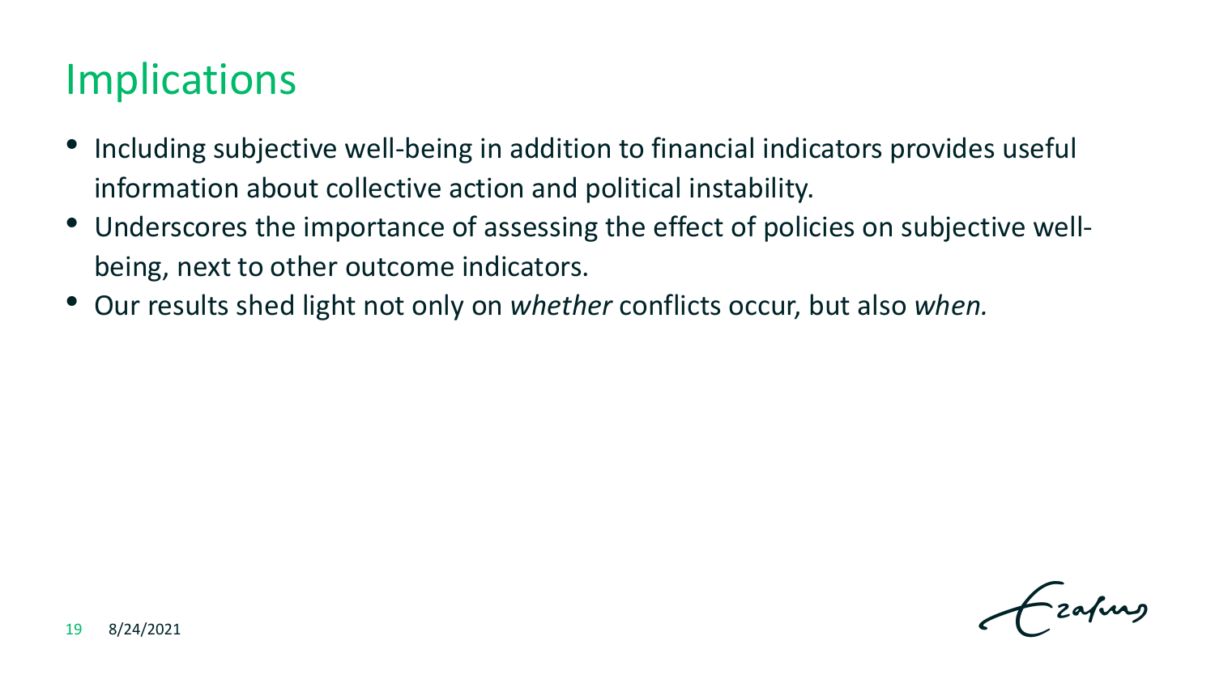# Implications

- Including subjective well-being in addition to financial indicators provides useful information about collective action and political instability.
- Underscores the importance of assessing the effect of policies on subjective well-being, next to other outcome indicators.
- Our results shed light not only on *whether* conflicts occur, but also *when.*